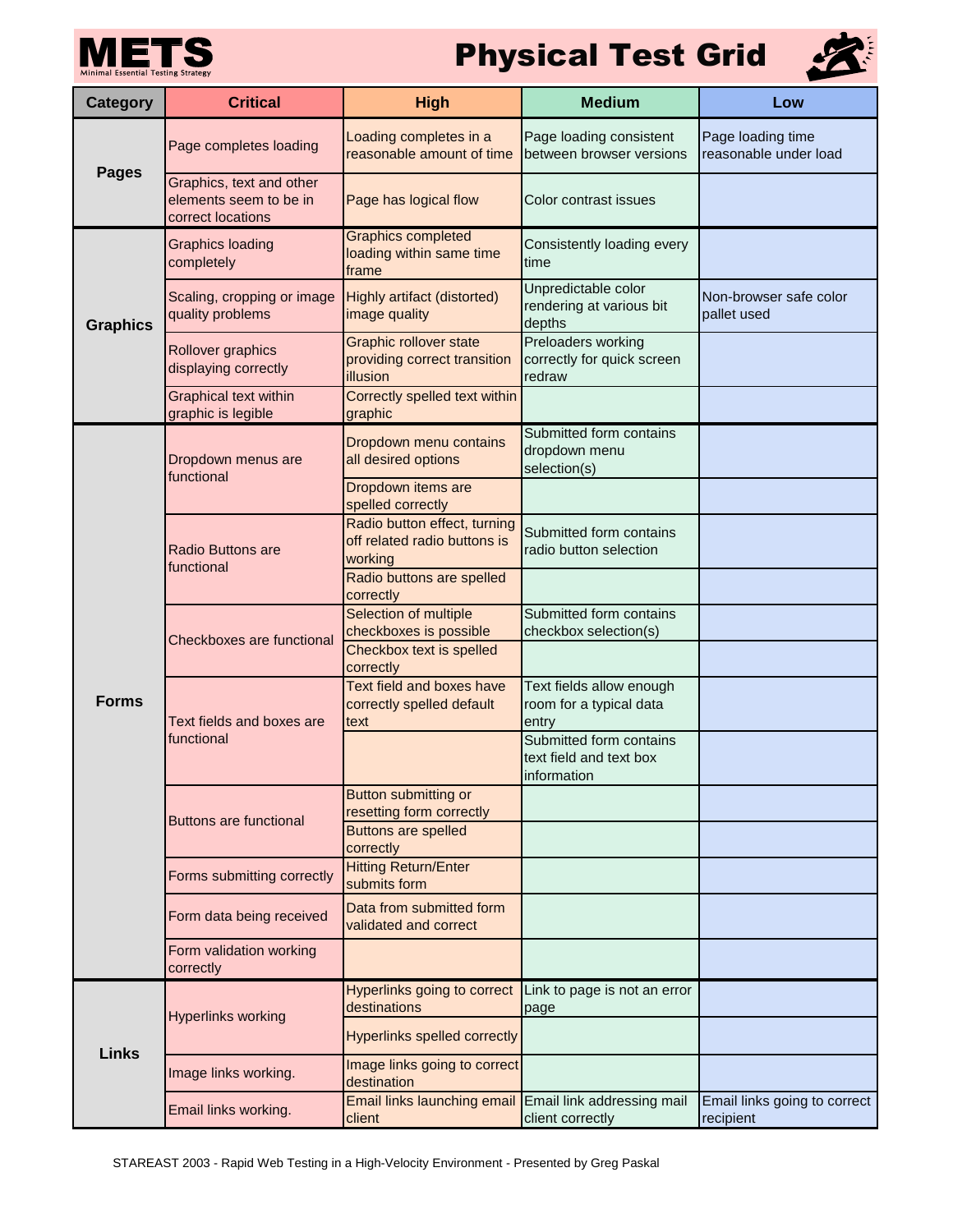# METS

Minimal Essential Testing Strategy

# Physical Test Grid

| Category | Critical | High | Medium | Low |
|---|---|---|---|---|
| **Pages** | Page completes loading | Loading completes in a reasonable amount of time | Page loading consistent between browser versions | Page loading time reasonable under load |
| | Graphics, text and other elements seem to be in correct locations | Page has logical flow | Color contrast issues | |
| **Graphics** | Graphics loading completely | Graphics completed loading within same time frame | Consistently loading every time | |
| | Scaling, cropping or image quality problems | Highly artifact (distorted) image quality | Unpredictable color rendering at various bit depths | Non-browser safe color pallet used |
| | Rollover graphics displaying correctly | Graphic rollover state providing correct transition illusion | Preloaders working correctly for quick screen redraw | |
| | Graphical text within graphic is legible | Correctly spelled text within graphic | | |
| **Forms** | Dropdown menus are functional | Dropdown menu contains all desired options | Submitted form contains dropdown menu selection(s) | |
| | | Dropdown items are spelled correctly | | |
| | Radio Buttons are functional | Radio button effect, turning off related radio buttons is working | Submitted form contains radio button selection | |
| | | Radio buttons are spelled correctly | | |
| | Checkboxes are functional | Selection of multiple checkboxes is possible | Submitted form contains checkbox selection(s) | |
| | | Checkbox text is spelled correctly | | |
| | Text fields and boxes are functional | Text field and boxes have correctly spelled default text | Text fields allow enough room for a typical data entry | |
| | | | Submitted form contains text field and text box information | |
| | Buttons are functional | Button submitting or resetting form correctly | | |
| | | Buttons are spelled correctly | | |
| | Forms submitting correctly | Hitting Return/Enter submits form | | |
| | Form data being received | Data from submitted form validated and correct | | |
| | Form validation working correctly | | | |
| **Links** | Hyperlinks working | Hyperlinks going to correct destinations | Link to page is not an error page | |
| | | Hyperlinks spelled correctly | | |
| | Image links working. | Image links going to correct destination | | |
| | Email links working. | Email links launching email client | Email link addressing mail client correctly | Email links going to correct recipient |

STAREAST 2003 - Rapid Web Testing in a High-Velocity Environment - Presented by Greg Paskal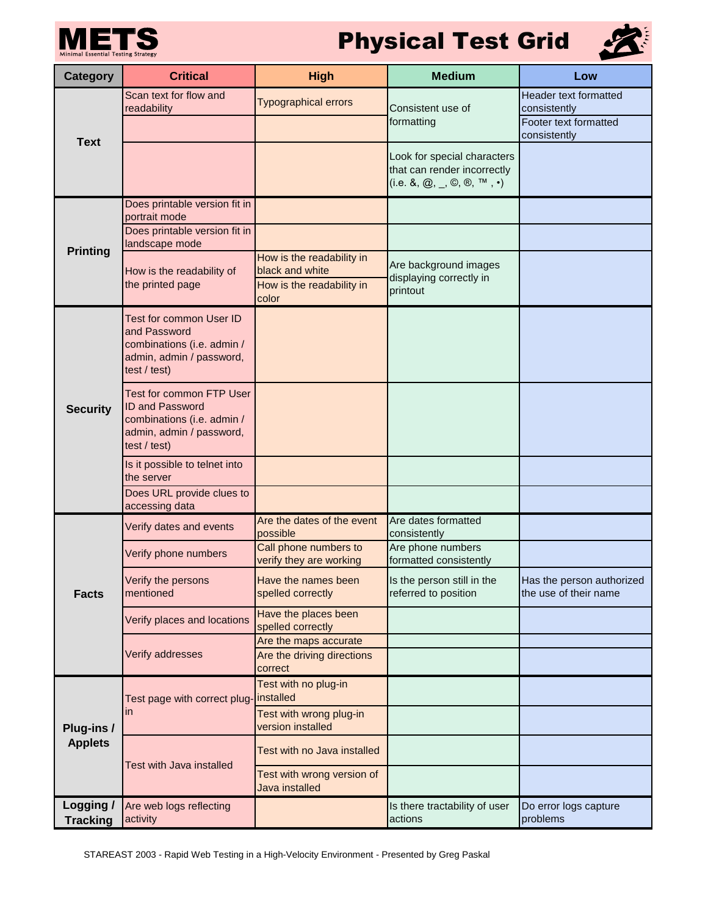# METS

Minimal Essential Testing Strategy

# Physical Test Grid

| Category | Critical | High | Medium | Low |
|---|---|---|---|---|
| Text | Scan text for flow and readability | Typographical errors | Consistent use of formatting | Header text formatted consistently |
| | | | | Footer text formatted consistently |
| | | | Look for special characters that can render incorrectly (i.e. &, @, _, ©, ®, ™ , •) | |
| Printing | Does printable version fit in portrait mode | | | |
| | Does printable version fit in landscape mode | | | |
| | How is the readability of the printed page | How is the readability in black and white | Are background images displaying correctly in printout | |
| | | How is the readability in color | | |
| Security | Test for common User ID and Password combinations (i.e. admin / admin, admin / password, test / test) | | | |
| | Test for common FTP User ID and Password combinations (i.e. admin / admin, admin / password, test / test) | | | |
| | Is it possible to telnet into the server | | | |
| | Does URL provide clues to accessing data | | | |
| Facts | Verify dates and events | Are the dates of the event possible | Are dates formatted consistently | |
| | Verify phone numbers | Call phone numbers to verify they are working | Are phone numbers formatted consistently | |
| | Verify the persons mentioned | Have the names been spelled correctly | Is the person still in the referred to position | Has the person authorized the use of their name |
| | Verify places and locations | Have the places been spelled correctly | | |
| | Verify addresses | Are the maps accurate | | |
| | | Are the driving directions correct | | |
| Plug-ins / Applets | Test page with correct plug-in | Test with no plug-in installed | | |
| | | Test with wrong plug-in version installed | | |
| | Test with Java installed | Test with no Java installed | | |
| | | Test with wrong version of Java installed | | |
| Logging / Tracking | Are web logs reflecting activity | | Is there tractability of user actions | Do error logs capture problems |

STAREAST 2003 - Rapid Web Testing in a High-Velocity Environment - Presented by Greg Paskal